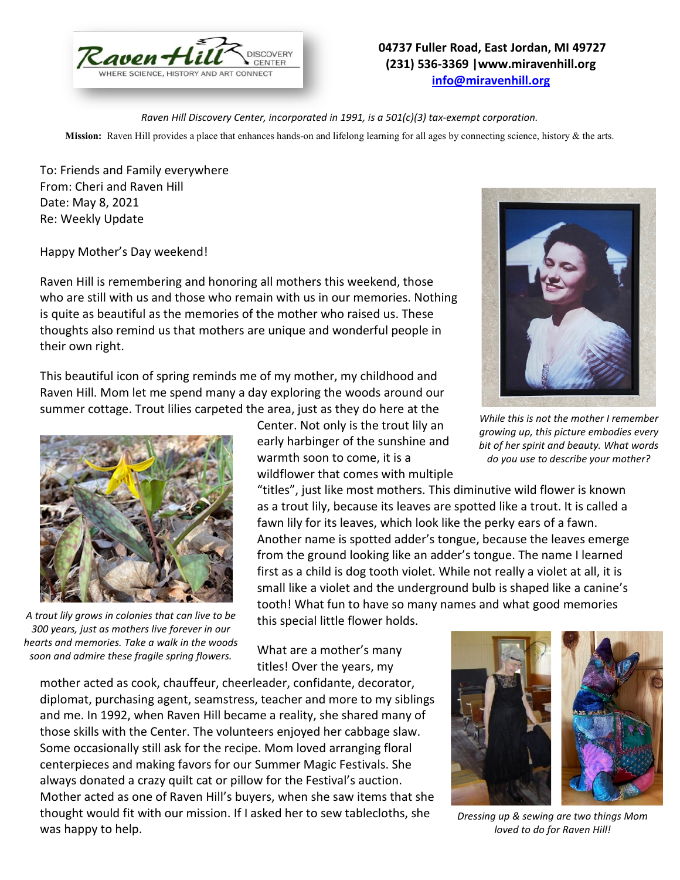04737 Fuller Road, East Jordan, MI 49727
(231) 536-3369 |www.miravenhill.org
info@miravenhill.org

*Raven Hill Discovery Center, incorporated in 1991, is a 501(c)(3) tax-exempt corporation.*

**Mission:** Raven Hill provides a place that enhances hands-on and lifelong learning for all ages by connecting science, history & the arts.

To: Friends and Family everywhere
From: Cheri and Raven Hill
Date: May 8, 2021
Re: Weekly Update

Happy Mother's Day weekend!

Raven Hill is remembering and honoring all mothers this weekend, those who are still with us and those who remain with us in our memories. Nothing is quite as beautiful as the memories of the mother who raised us. These thoughts also remind us that mothers are unique and wonderful people in their own right.

*While this is not the mother I remember growing up, this picture embodies every bit of her spirit and beauty. What words do you use to describe your mother?*

This beautiful icon of spring reminds me of my mother, my childhood and Raven Hill. Mom let me spend many a day exploring the woods around our summer cottage. Trout lilies carpeted the area, just as they do here at the Center. Not only is the trout lily an early harbinger of the sunshine and warmth soon to come, it is a wildflower that comes with multiple "titles", just like most mothers. This diminutive wild flower is known as a trout lily, because its leaves are spotted like a trout. It is called a fawn lily for its leaves, which look like the perky ears of a fawn. Another name is spotted adder's tongue, because the leaves emerge from the ground looking like an adder's tongue. The name I learned first as a child is dog tooth violet. While not really a violet at all, it is small like a violet and the underground bulb is shaped like a canine's tooth! What fun to have so many names and what good memories this special little flower holds.

*A trout lily grows in colonies that can live to be 300 years, just as mothers live forever in our hearts and memories. Take a walk in the woods soon and admire these fragile spring flowers.*

What are a mother's many titles! Over the years, my mother acted as cook, chauffeur, cheerleader, confidante, decorator, diplomat, purchasing agent, seamstress, teacher and more to my siblings and me. In 1992, when Raven Hill became a reality, she shared many of those skills with the Center. The volunteers enjoyed her cabbage slaw. Some occasionally still ask for the recipe. Mom loved arranging floral centerpieces and making favors for our Summer Magic Festivals. She always donated a crazy quilt cat or pillow for the Festival's auction. Mother acted as one of Raven Hill's buyers, when she saw items that she thought would fit with our mission. If I asked her to sew tablecloths, she was happy to help.

*Dressing up & sewing are two things Mom loved to do for Raven Hill!*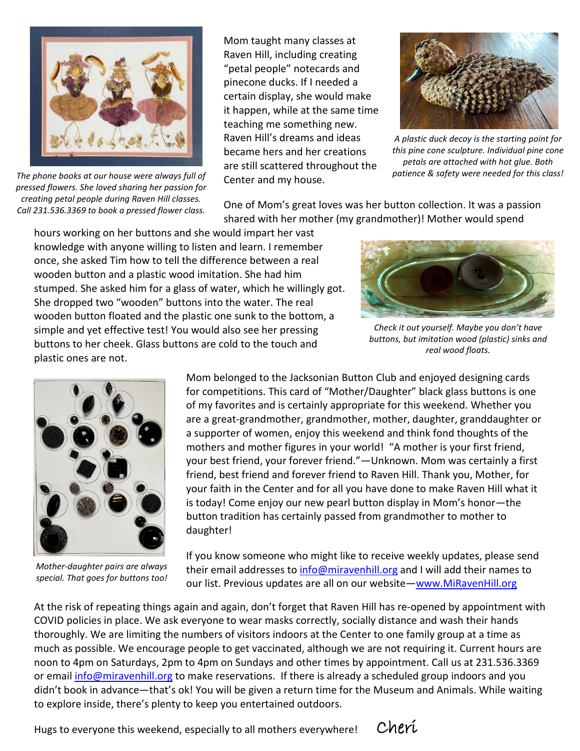*The phone books at our house were always full of pressed flowers. She loved sharing her passion for creating petal people during Raven Hill classes. Call 231.536.3369 to book a pressed flower class.*

Mom taught many classes at Raven Hill, including creating "petal people" notecards and pinecone ducks. If I needed a certain display, she would make it happen, while at the same time teaching me something new. Raven Hill's dreams and ideas became hers and her creations are still scattered throughout the Center and my house.

*A plastic duck decoy is the starting point for this pine cone sculpture. Individual pine cone petals are attached with hot glue. Both patience & safety were needed for this class!*

One of Mom's great loves was her button collection. It was a passion shared with her mother (my grandmother)! Mother would spend hours working on her buttons and she would impart her vast knowledge with anyone willing to listen and learn. I remember once, she asked Tim how to tell the difference between a real wooden button and a plastic wood imitation. She had him stumped. She asked him for a glass of water, which he willingly got. She dropped two "wooden" buttons into the water. The real wooden button floated and the plastic one sunk to the bottom, a simple and yet effective test! You would also see her pressing buttons to her cheek. Glass buttons are cold to the touch and plastic ones are not.

*Check it out yourself. Maybe you don't have buttons, but imitation wood (plastic) sinks and real wood floats.*

Mom belonged to the Jacksonian Button Club and enjoyed designing cards for competitions. This card of "Mother/Daughter" black glass buttons is one of my favorites and is certainly appropriate for this weekend. Whether you are a great-grandmother, grandmother, mother, daughter, granddaughter or a supporter of women, enjoy this weekend and think fond thoughts of the mothers and mother figures in your world! "A mother is your first friend, your best friend, your forever friend."—Unknown. Mom was certainly a first friend, best friend and forever friend to Raven Hill. Thank you, Mother, for your faith in the Center and for all you have done to make Raven Hill what it is today! Come enjoy our new pearl button display in Mom's honor—the button tradition has certainly passed from grandmother to mother to daughter!

*Mother-daughter pairs are always special. That goes for buttons too!*

If you know someone who might like to receive weekly updates, please send their email addresses to [info@miravenhill.org](mailto:info@miravenhill.org) and I will add their names to our list. Previous updates are all on our website—[www.MiRavenHill.org](http://www.MiRavenHill.org)

At the risk of repeating things again and again, don't forget that Raven Hill has re-opened by appointment with COVID policies in place. We ask everyone to wear masks correctly, socially distance and wash their hands thoroughly. We are limiting the numbers of visitors indoors at the Center to one family group at a time as much as possible. We encourage people to get vaccinated, although we are not requiring it. Current hours are noon to 4pm on Saturdays, 2pm to 4pm on Sundays and other times by appointment. Call us at 231.536.3369 or email [info@miravenhill.org](mailto:info@miravenhill.org) to make reservations. If there is already a scheduled group indoors and you didn't book in advance—that's ok! You will be given a return time for the Museum and Animals. While waiting to explore inside, there's plenty to keep you entertained outdoors.

Hugs to everyone this weekend, especially to all mothers everywhere! Cheri